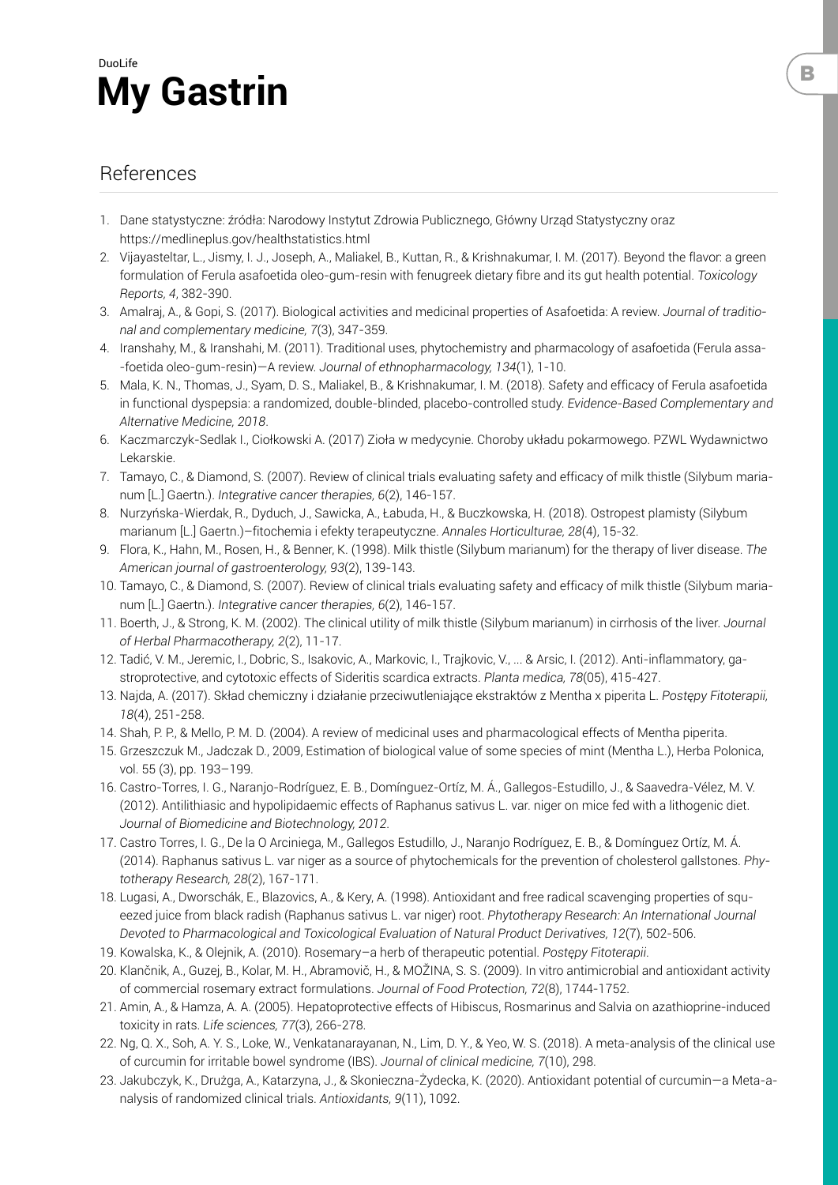DuoLife

# My Gastrin

## References

1. Dane statystyczne: źródła: Narodowy Instytut Zdrowia Publicznego, Główny Urząd Statystyczny oraz https://medlineplus.gov/healthstatistics.html
2. Vijayasteltar, L., Jismy, I. J., Joseph, A., Maliakel, B., Kuttan, R., & Krishnakumar, I. M. (2017). Beyond the flavor: a green formulation of Ferula asafoetida oleo-gum-resin with fenugreek dietary fibre and its gut health potential. *Toxicology Reports, 4*, 382-390.
3. Amalraj, A., & Gopi, S. (2017). Biological activities and medicinal properties of Asafoetida: A review. *Journal of traditional and complementary medicine, 7*(3), 347-359.
4. Iranshahy, M., & Iranshahi, M. (2011). Traditional uses, phytochemistry and pharmacology of asafoetida (Ferula assa--foetida oleo-gum-resin)—A review. *Journal of ethnopharmacology, 134*(1), 1-10.
5. Mala, K. N., Thomas, J., Syam, D. S., Maliakel, B., & Krishnakumar, I. M. (2018). Safety and efficacy of Ferula asafoetida in functional dyspepsia: a randomized, double-blinded, placebo-controlled study. *Evidence-Based Complementary and Alternative Medicine, 2018*.
6. Kaczmarczyk-Sedlak I., Ciołkowski A. (2017) Zioła w medycynie. Choroby układu pokarmowego. PZWL Wydawnictwo Lekarskie.
7. Tamayo, C., & Diamond, S. (2007). Review of clinical trials evaluating safety and efficacy of milk thistle (Silybum marianum [L.] Gaertn.). *Integrative cancer therapies, 6*(2), 146-157.
8. Nurzyńska-Wierdak, R., Dyduch, J., Sawicka, A., Łabuda, H., & Buczkowska, H. (2018). Ostropest plamisty (Silybum marianum [L.] Gaertn.)—fitochemia i efekty terapeutyczne. *Annales Horticulturae, 28*(4), 15-32.
9. Flora, K., Hahn, M., Rosen, H., & Benner, K. (1998). Milk thistle (Silybum marianum) for the therapy of liver disease. *The American journal of gastroenterology, 93*(2), 139-143.
10. Tamayo, C., & Diamond, S. (2007). Review of clinical trials evaluating safety and efficacy of milk thistle (Silybum marianum [L.] Gaertn.). *Integrative cancer therapies, 6*(2), 146-157.
11. Boerth, J., & Strong, K. M. (2002). The clinical utility of milk thistle (Silybum marianum) in cirrhosis of the liver. *Journal of Herbal Pharmacotherapy, 2*(2), 11-17.
12. Tadić, V. M., Jeremic, I., Dobric, S., Isakovic, A., Markovic, I., Trajkovic, V., ... & Arsic, I. (2012). Anti-inflammatory, gastroprotective, and cytotoxic effects of Sideritis scardica extracts. *Planta medica, 78*(05), 415-427.
13. Najda, A. (2017). Skład chemiczny i działanie przeciwutleniające ekstraktów z Mentha x piperita L. *Postępy Fitoterapii, 18*(4), 251-258.
14. Shah, P. P., & Mello, P. M. D. (2004). A review of medicinal uses and pharmacological effects of Mentha piperita.
15. Grzeszczuk M., Jadczak D., 2009, Estimation of biological value of some species of mint (Mentha L.), Herba Polonica, vol. 55 (3), pp. 193–199.
16. Castro-Torres, I. G., Naranjo-Rodríguez, E. B., Domínguez-Ortíz, M. Á., Gallegos-Estudillo, J., & Saavedra-Vélez, M. V. (2012). Antilithiasic and hypolipidaemic effects of Raphanus sativus L. var. niger on mice fed with a lithogenic diet. *Journal of Biomedicine and Biotechnology, 2012*.
17. Castro Torres, I. G., De la O Arciniega, M., Gallegos Estudillo, J., Naranjo Rodríguez, E. B., & Domínguez Ortíz, M. Á. (2014). Raphanus sativus L. var niger as a source of phytochemicals for the prevention of cholesterol gallstones. *Phytotherapy Research, 28*(2), 167-171.
18. Lugasi, A., Dworschák, E., Blazovics, A., & Kery, A. (1998). Antioxidant and free radical scavenging properties of squeezed juice from black radish (Raphanus sativus L. var niger) root. *Phytotherapy Research: An International Journal Devoted to Pharmacological and Toxicological Evaluation of Natural Product Derivatives, 12*(7), 502-506.
19. Kowalska, K., & Olejnik, A. (2010). Rosemary–a herb of therapeutic potential. *Postępy Fitoterapii*.
20. Klančnik, A., Guzej, B., Kolar, M. H., Abramovič, H., & MOŽINA, S. S. (2009). In vitro antimicrobial and antioxidant activity of commercial rosemary extract formulations. *Journal of Food Protection, 72*(8), 1744-1752.
21. Amin, A., & Hamza, A. A. (2005). Hepatoprotective effects of Hibiscus, Rosmarinus and Salvia on azathioprine-induced toxicity in rats. *Life sciences, 77*(3), 266-278.
22. Ng, Q. X., Soh, A. Y. S., Loke, W., Venkatanarayanan, N., Lim, D. Y., & Yeo, W. S. (2018). A meta-analysis of the clinical use of curcumin for irritable bowel syndrome (IBS). *Journal of clinical medicine, 7*(10), 298.
23. Jakubczyk, K., Drużga, A., Katarzyna, J., & Skonieczna-Żydecka, K. (2020). Antioxidant potential of curcumin—a Meta-analysis of randomized clinical trials. *Antioxidants, 9*(11), 1092.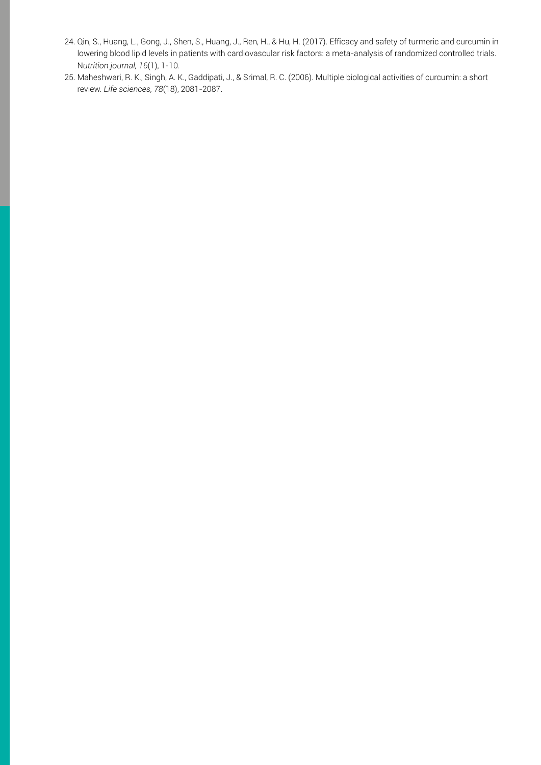24. Qin, S., Huang, L., Gong, J., Shen, S., Huang, J., Ren, H., & Hu, H. (2017). Efficacy and safety of turmeric and curcumin in lowering blood lipid levels in patients with cardiovascular risk factors: a meta-analysis of randomized controlled trials. *Nutrition journal, 16*(1), 1-10.
25. Maheshwari, R. K., Singh, A. K., Gaddipati, J., & Srimal, R. C. (2006). Multiple biological activities of curcumin: a short review. *Life sciences, 78*(18), 2081-2087.